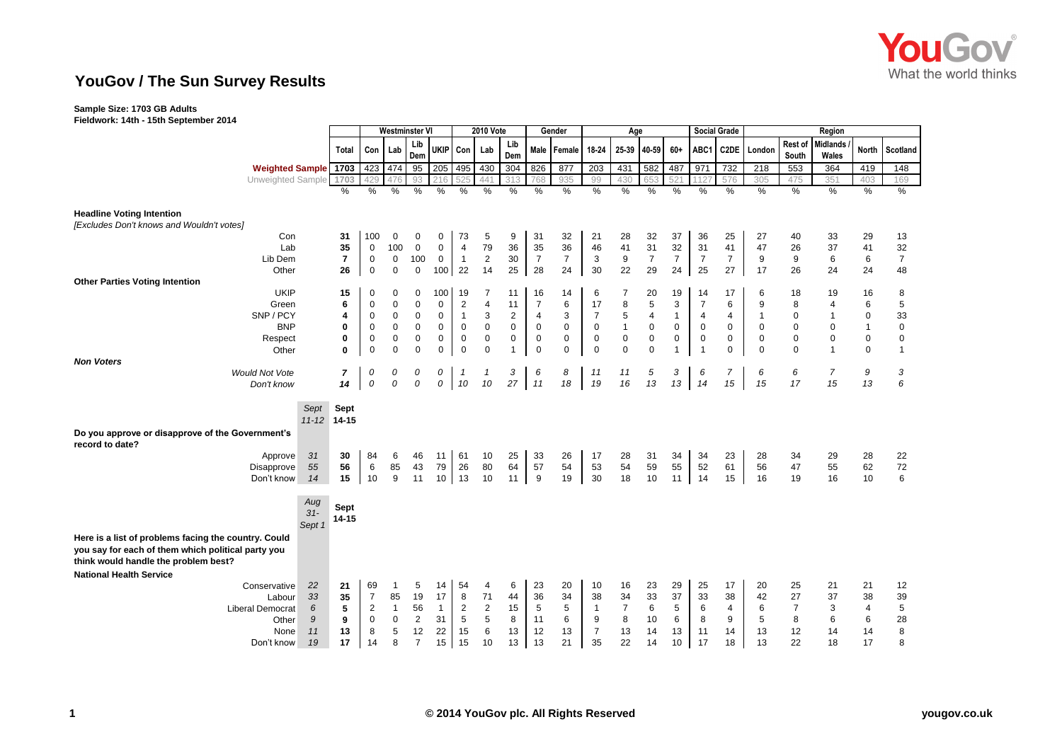# YouGov / The Sun Survey Results

**Sample Size: 1703 GB Adults**
**Fieldwork: 14th - 15th September 2014**

| | | Total | Westminster VI | | | | 2010 Vote | | | Gender | | Age | | | | Social Grade | | Region | | | | |
|---|---|---|---|---|---|---|---|---|---|---|---|---|---|---|---|---|---|---|---|---|---|---|
| | | | Con | Lab | Lib Dem | UKIP | Con | Lab | Lib Dem | Male | Female | 18-24 | 25-39 | 40-59 | 60+ | ABC1 | C2DE | London | Rest of South | Midlands / Wales | North | Scotland |
| **Weighted Sample** | | 1703 | 423 | 474 | 95 | 205 | 495 | 430 | 304 | 826 | 877 | 203 | 431 | 582 | 487 | 971 | 732 | 218 | 553 | 364 | 419 | 148 |
| Unweighted Sample | | 1703 | 429 | 476 | 93 | 216 | 525 | 441 | 313 | 768 | 935 | 99 | 430 | 653 | 521 | 1127 | 576 | 305 | 475 | 351 | 403 | 169 |
| | | % | % | % | % | % | % | % | % | % | % | % | % | % | % | % | % | % | % | % | % | % |
| **Headline Voting Intention** | | | | | | | | | | | | | | | | | | | | | | |
| *[Excludes Don't knows and Wouldn't votes]* | | | | | | | | | | | | | | | | | | | | | | |
| Con | | 31 | 100 | 0 | 0 | 0 | 73 | 5 | 9 | 31 | 32 | 21 | 28 | 32 | 37 | 36 | 25 | 27 | 40 | 33 | 29 | 13 |
| Lab | | 35 | 0 | 100 | 0 | 0 | 4 | 79 | 36 | 35 | 36 | 46 | 41 | 31 | 32 | 31 | 41 | 47 | 26 | 37 | 41 | 32 |
| Lib Dem | | 7 | 0 | 0 | 100 | 0 | 1 | 2 | 30 | 7 | 7 | 3 | 9 | 7 | 7 | 7 | 7 | 9 | 9 | 6 | 6 | 7 |
| Other | | 26 | 0 | 0 | 0 | 100 | 22 | 14 | 25 | 28 | 24 | 30 | 22 | 29 | 24 | 25 | 27 | 17 | 26 | 24 | 24 | 48 |
| **Other Parties Voting Intention** | | | | | | | | | | | | | | | | | | | | | | |
| UKIP | | 15 | 0 | 0 | 0 | 100 | 19 | 7 | 11 | 16 | 14 | 6 | 7 | 20 | 19 | 14 | 17 | 6 | 18 | 19 | 16 | 8 |
| Green | | 6 | 0 | 0 | 0 | 0 | 2 | 4 | 11 | 7 | 6 | 17 | 8 | 5 | 3 | 7 | 6 | 9 | 8 | 4 | 6 | 5 |
| SNP / PCY | | 4 | 0 | 0 | 0 | 0 | 1 | 3 | 2 | 4 | 3 | 7 | 5 | 4 | 1 | 4 | 4 | 1 | 0 | 1 | 0 | 33 |
| BNP | | 0 | 0 | 0 | 0 | 0 | 0 | 0 | 0 | 0 | 0 | 0 | 1 | 0 | 0 | 0 | 0 | 0 | 0 | 0 | 1 | 0 |
| Respect | | 0 | 0 | 0 | 0 | 0 | 0 | 0 | 0 | 0 | 0 | 0 | 0 | 0 | 0 | 0 | 0 | 0 | 0 | 0 | 0 | 0 |
| Other | | 0 | 0 | 0 | 0 | 0 | 0 | 0 | 1 | 0 | 0 | 0 | 0 | 0 | 1 | 1 | 0 | 0 | 0 | 1 | 0 | 1 |
| ***Non Voters*** | | | | | | | | | | | | | | | | | | | | | | |
| *Would Not Vote* | | *7* | *0* | *0* | *0* | *0* | *1* | *1* | *3* | *6* | *8* | *11* | *11* | *5* | *3* | *6* | *7* | *6* | *6* | *7* | *9* | *3* |
| *Don't know* | | *14* | *0* | *0* | *0* | *0* | *10* | *10* | *27* | *11* | *18* | *19* | *16* | *13* | *13* | *14* | *15* | *15* | *17* | *15* | *13* | *6* |
| | *Sept 11-12* | **Sept 14-15** | | | | | | | | | | | | | | | | | | | | |
| **Do you approve or disapprove of the Government's record to date?** | | | | | | | | | | | | | | | | | | | | | | |
| Approve | *31* | 30 | 84 | 6 | 46 | 11 | 61 | 10 | 25 | 33 | 26 | 17 | 28 | 31 | 34 | 34 | 23 | 28 | 34 | 29 | 28 | 22 |
| Disapprove | *55* | 56 | 6 | 85 | 43 | 79 | 26 | 80 | 64 | 57 | 54 | 53 | 54 | 59 | 55 | 52 | 61 | 56 | 47 | 55 | 62 | 72 |
| Don't know | *14* | 15 | 10 | 9 | 11 | 10 | 13 | 10 | 11 | 9 | 19 | 30 | 18 | 10 | 11 | 14 | 15 | 16 | 19 | 16 | 10 | 6 |
| | *Aug 31-Sept 1* | **Sept 14-15** | | | | | | | | | | | | | | | | | | | | |
| **Here is a list of problems facing the country. Could you say for each of them which political party you think would handle the problem best?** | | | | | | | | | | | | | | | | | | | | | | |
| **National Health Service** | | | | | | | | | | | | | | | | | | | | | | |
| Conservative | *22* | 21 | 69 | 1 | 5 | 14 | 54 | 4 | 6 | 23 | 20 | 10 | 16 | 23 | 29 | 25 | 17 | 20 | 25 | 21 | 21 | 12 |
| Labour | *33* | 35 | 7 | 85 | 19 | 17 | 8 | 71 | 44 | 36 | 34 | 38 | 34 | 33 | 37 | 33 | 38 | 42 | 27 | 37 | 38 | 39 |
| Liberal Democrat | *6* | 5 | 2 | 1 | 56 | 1 | 2 | 2 | 15 | 5 | 5 | 1 | 7 | 6 | 5 | 6 | 4 | 6 | 7 | 3 | 4 | 5 |
| Other | *9* | 9 | 0 | 0 | 2 | 31 | 5 | 5 | 8 | 11 | 6 | 9 | 8 | 10 | 6 | 8 | 9 | 5 | 8 | 6 | 6 | 28 |
| None | *11* | 13 | 8 | 5 | 12 | 22 | 15 | 6 | 13 | 12 | 13 | 7 | 13 | 14 | 13 | 11 | 14 | 13 | 12 | 14 | 14 | 8 |
| Don't know | *19* | 17 | 14 | 8 | 7 | 15 | 15 | 10 | 13 | 13 | 21 | 35 | 22 | 14 | 10 | 17 | 18 | 13 | 22 | 18 | 17 | 8 |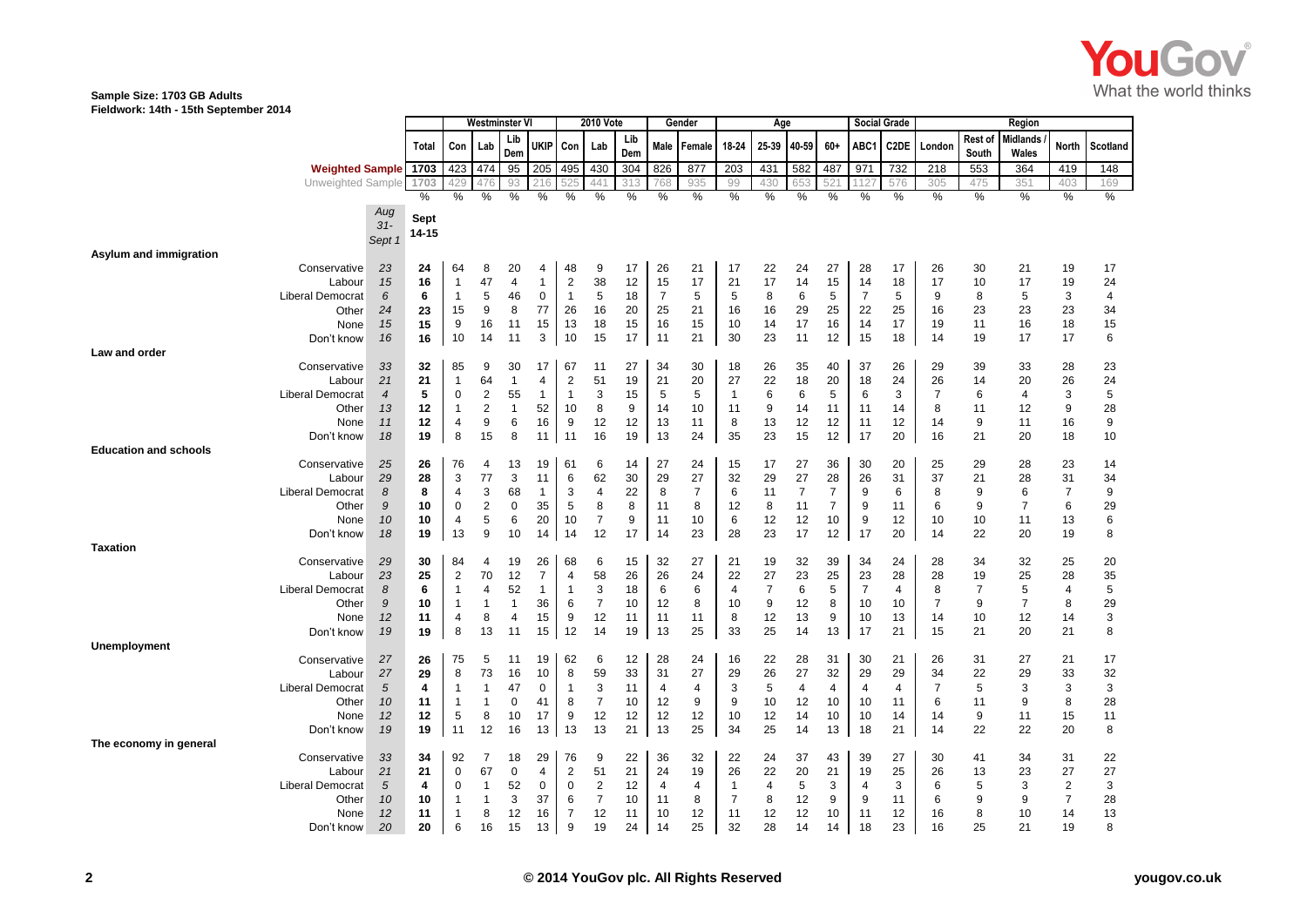Sample Size: 1703 GB Adults
Fieldwork: 14th - 15th September 2014

| | Aug 31-Sept 1 | Sept 14-15 | Westminster VI | | | | 2010 Vote | | | Gender | | Age | | | | Social Grade | | Region | | | | |
|---|---|---|---|---|---|---|---|---|---|---|---|---|---|---|---|---|---|---|---|---|---|---|
| | | Total | Con | Lab | Lib Dem | UKIP | Con | Lab | Lib Dem | Male | Female | 18-24 | 25-39 | 40-59 | 60+ | ABC1 | C2DE | London | Rest of South | Midlands / Wales | North | Scotland |
| Weighted Sample | | 1703 | 423 | 474 | 95 | 205 | 495 | 430 | 304 | 826 | 877 | 203 | 431 | 582 | 487 | 971 | 732 | 218 | 553 | 364 | 419 | 148 |
| Unweighted Sample | | 1703 | 429 | 476 | 93 | 216 | 525 | 441 | 313 | 768 | 935 | 99 | 430 | 653 | 521 | 1127 | 576 | 305 | 475 | 351 | 403 | 169 |
| | | % | % | % | % | % | % | % | % | % | % | % | % | % | % | % | % | % | % | % | % | % |
| **Asylum and immigration** | | | | | | | | | | | | | | | | | | | | | | |
| Conservative | 23 | 24 | 64 | 8 | 20 | 4 | 48 | 9 | 17 | 26 | 21 | 17 | 22 | 24 | 27 | 28 | 17 | 26 | 30 | 21 | 19 | 17 |
| Labour | 15 | 16 | 1 | 47 | 4 | 1 | 2 | 38 | 12 | 15 | 17 | 21 | 17 | 14 | 15 | 14 | 18 | 17 | 10 | 17 | 19 | 24 |
| Liberal Democrat | 6 | 6 | 1 | 5 | 46 | 0 | 1 | 5 | 18 | 7 | 5 | 5 | 8 | 6 | 5 | 7 | 5 | 9 | 8 | 5 | 3 | 4 |
| Other | 24 | 23 | 15 | 9 | 8 | 77 | 26 | 16 | 20 | 25 | 21 | 16 | 16 | 29 | 25 | 22 | 25 | 16 | 23 | 23 | 23 | 34 |
| None | 15 | 15 | 9 | 16 | 11 | 15 | 13 | 18 | 15 | 16 | 15 | 10 | 14 | 17 | 16 | 14 | 17 | 19 | 11 | 16 | 18 | 15 |
| Don't know | 16 | 16 | 10 | 14 | 11 | 3 | 10 | 15 | 17 | 11 | 21 | 30 | 23 | 11 | 12 | 15 | 18 | 14 | 19 | 17 | 17 | 6 |
| **Law and order** | | | | | | | | | | | | | | | | | | | | | | |
| Conservative | 33 | 32 | 85 | 9 | 30 | 17 | 67 | 11 | 27 | 34 | 30 | 18 | 26 | 35 | 40 | 37 | 26 | 29 | 39 | 33 | 28 | 23 |
| Labour | 21 | 21 | 1 | 64 | 1 | 4 | 2 | 51 | 19 | 21 | 20 | 27 | 22 | 18 | 20 | 18 | 24 | 26 | 14 | 20 | 26 | 24 |
| Liberal Democrat | 4 | 5 | 0 | 2 | 55 | 1 | 1 | 3 | 15 | 5 | 5 | 1 | 6 | 6 | 5 | 6 | 3 | 7 | 6 | 4 | 3 | 5 |
| Other | 13 | 12 | 1 | 2 | 1 | 52 | 10 | 8 | 9 | 14 | 10 | 11 | 9 | 14 | 11 | 11 | 14 | 8 | 11 | 12 | 9 | 28 |
| None | 11 | 12 | 4 | 9 | 6 | 16 | 9 | 12 | 12 | 13 | 11 | 8 | 13 | 12 | 12 | 11 | 12 | 14 | 9 | 11 | 16 | 9 |
| Don't know | 18 | 19 | 8 | 15 | 8 | 11 | 11 | 16 | 19 | 13 | 24 | 35 | 23 | 15 | 12 | 17 | 20 | 16 | 21 | 20 | 18 | 10 |
| **Education and schools** | | | | | | | | | | | | | | | | | | | | | | |
| Conservative | 25 | 26 | 76 | 4 | 13 | 19 | 61 | 6 | 14 | 27 | 24 | 15 | 17 | 27 | 36 | 30 | 20 | 25 | 29 | 28 | 23 | 14 |
| Labour | 29 | 28 | 3 | 77 | 3 | 11 | 6 | 62 | 30 | 29 | 27 | 32 | 29 | 27 | 28 | 26 | 31 | 37 | 21 | 28 | 31 | 34 |
| Liberal Democrat | 8 | 8 | 4 | 3 | 68 | 1 | 3 | 4 | 22 | 8 | 7 | 6 | 11 | 7 | 7 | 9 | 6 | 8 | 9 | 6 | 7 | 9 |
| Other | 9 | 10 | 0 | 2 | 0 | 35 | 5 | 8 | 8 | 11 | 8 | 12 | 8 | 11 | 7 | 9 | 11 | 6 | 9 | 7 | 6 | 29 |
| None | 10 | 10 | 4 | 5 | 6 | 20 | 10 | 7 | 9 | 11 | 10 | 6 | 12 | 12 | 10 | 9 | 12 | 10 | 10 | 11 | 13 | 6 |
| Don't know | 18 | 19 | 13 | 9 | 10 | 14 | 14 | 12 | 17 | 14 | 23 | 28 | 23 | 17 | 12 | 17 | 20 | 14 | 22 | 20 | 19 | 8 |
| **Taxation** | | | | | | | | | | | | | | | | | | | | | | |
| Conservative | 29 | 30 | 84 | 4 | 19 | 26 | 68 | 6 | 15 | 32 | 27 | 21 | 19 | 32 | 39 | 34 | 24 | 28 | 34 | 32 | 25 | 20 |
| Labour | 23 | 25 | 2 | 70 | 12 | 7 | 4 | 58 | 26 | 26 | 24 | 22 | 27 | 23 | 25 | 23 | 28 | 28 | 19 | 25 | 28 | 35 |
| Liberal Democrat | 8 | 6 | 1 | 4 | 52 | 1 | 1 | 3 | 18 | 6 | 6 | 4 | 7 | 6 | 5 | 7 | 4 | 8 | 7 | 5 | 4 | 5 |
| Other | 9 | 10 | 1 | 1 | 1 | 36 | 6 | 7 | 10 | 12 | 8 | 10 | 9 | 12 | 8 | 10 | 10 | 7 | 9 | 7 | 8 | 29 |
| None | 12 | 11 | 4 | 8 | 4 | 15 | 9 | 12 | 11 | 11 | 11 | 8 | 12 | 13 | 9 | 10 | 13 | 14 | 10 | 12 | 14 | 3 |
| Don't know | 19 | 19 | 8 | 13 | 11 | 15 | 12 | 14 | 19 | 13 | 25 | 33 | 25 | 14 | 13 | 17 | 21 | 15 | 21 | 20 | 21 | 8 |
| **Unemployment** | | | | | | | | | | | | | | | | | | | | | | |
| Conservative | 27 | 26 | 75 | 5 | 11 | 19 | 62 | 6 | 12 | 28 | 24 | 16 | 22 | 28 | 31 | 30 | 21 | 26 | 31 | 27 | 21 | 17 |
| Labour | 27 | 29 | 8 | 73 | 16 | 10 | 8 | 59 | 33 | 31 | 27 | 29 | 26 | 27 | 32 | 29 | 29 | 34 | 22 | 29 | 33 | 32 |
| Liberal Democrat | 5 | 4 | 1 | 1 | 47 | 0 | 1 | 3 | 11 | 4 | 4 | 3 | 5 | 4 | 4 | 4 | 4 | 7 | 5 | 3 | 3 | 3 |
| Other | 10 | 11 | 1 | 1 | 0 | 41 | 8 | 7 | 10 | 12 | 9 | 9 | 10 | 12 | 10 | 10 | 11 | 6 | 11 | 9 | 8 | 28 |
| None | 12 | 12 | 5 | 8 | 10 | 17 | 9 | 12 | 12 | 12 | 12 | 10 | 12 | 14 | 10 | 10 | 14 | 14 | 9 | 11 | 15 | 11 |
| Don't know | 19 | 19 | 11 | 12 | 16 | 13 | 13 | 13 | 21 | 13 | 25 | 34 | 25 | 14 | 13 | 18 | 21 | 14 | 22 | 22 | 20 | 8 |
| **The economy in general** | | | | | | | | | | | | | | | | | | | | | | |
| Conservative | 33 | 34 | 92 | 7 | 18 | 29 | 76 | 9 | 22 | 36 | 32 | 22 | 24 | 37 | 43 | 39 | 27 | 30 | 41 | 34 | 31 | 22 |
| Labour | 21 | 21 | 0 | 67 | 0 | 4 | 2 | 51 | 21 | 24 | 19 | 26 | 22 | 20 | 21 | 19 | 25 | 26 | 13 | 23 | 27 | 27 |
| Liberal Democrat | 5 | 4 | 0 | 1 | 52 | 0 | 0 | 2 | 12 | 4 | 4 | 1 | 4 | 5 | 3 | 4 | 3 | 6 | 5 | 3 | 2 | 3 |
| Other | 10 | 10 | 1 | 1 | 3 | 37 | 6 | 7 | 10 | 11 | 8 | 7 | 8 | 12 | 9 | 9 | 11 | 6 | 9 | 9 | 7 | 28 |
| None | 12 | 11 | 1 | 8 | 12 | 16 | 7 | 12 | 11 | 10 | 12 | 11 | 12 | 12 | 10 | 11 | 12 | 16 | 8 | 10 | 14 | 13 |
| Don't know | 20 | 20 | 6 | 16 | 15 | 13 | 9 | 19 | 24 | 14 | 25 | 32 | 28 | 14 | 14 | 18 | 23 | 16 | 25 | 21 | 19 | 8 |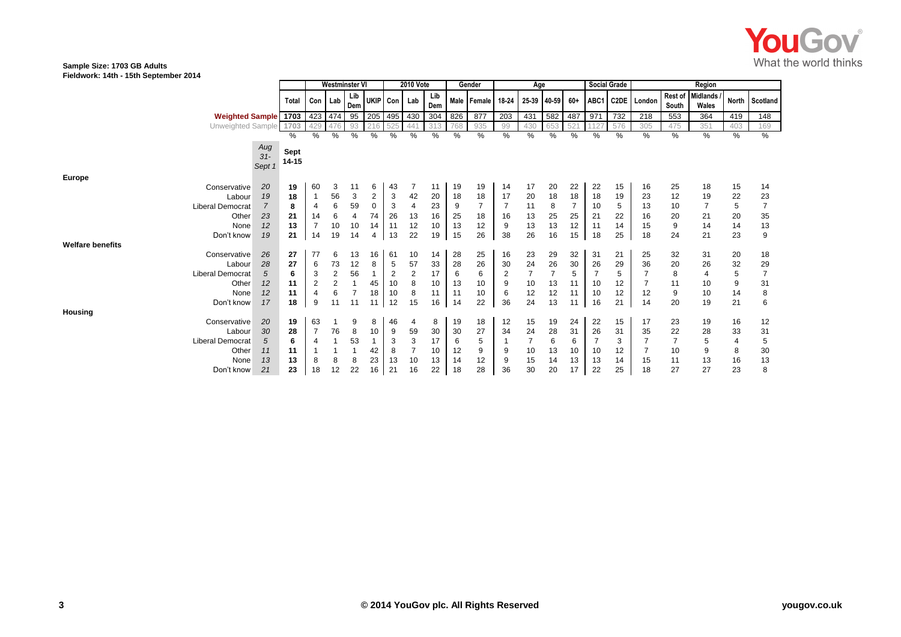**Sample Size: 1703 GB Adults**
**Fieldwork: 14th - 15th September 2014**

| | | | Westminster VI | | | | 2010 Vote | | | Gender | | Age | | | | Social Grade | | Region | | | | |
|---|---|---|---|---|---|---|---|---|---|---|---|---|---|---|---|---|---|---|---|---|---|---|
| | | Total | Con | Lab | Lib Dem | UKIP | Con | Lab | Lib Dem | Male | Female | 18-24 | 25-39 | 40-59 | 60+ | ABC1 | C2DE | London | Rest of South | Midlands / Wales | North | Scotland |
| **Weighted Sample** | | 1703 | 423 | 474 | 95 | 205 | 495 | 430 | 304 | 826 | 877 | 203 | 431 | 582 | 487 | 971 | 732 | 218 | 553 | 364 | 419 | 148 |
| Unweighted Sample | | 1703 | 429 | 476 | 93 | 216 | 525 | 441 | 313 | 768 | 935 | 99 | 430 | 653 | 521 | 1127 | 576 | 305 | 475 | 351 | 403 | 169 |
| | | % | % | % | % | % | % | % | % | % | % | % | % | % | % | % | % | % | % | % | % | % |
| | *Aug 31- Sept 1* | **Sept 14-15** | | | | | | | | | | | | | | | | | | | | |
| **Europe** | | | | | | | | | | | | | | | | | | | | | | |
| Conservative | *20* | **19** | 60 | 3 | 11 | 6 | 43 | 7 | 11 | 19 | 19 | 14 | 17 | 20 | 22 | 22 | 15 | 16 | 25 | 18 | 15 | 14 |
| Labour | *19* | **18** | 1 | 56 | 3 | 2 | 3 | 42 | 20 | 18 | 18 | 17 | 20 | 18 | 18 | 18 | 19 | 23 | 12 | 19 | 22 | 23 |
| Liberal Democrat | *7* | **8** | 4 | 6 | 59 | 0 | 3 | 4 | 23 | 9 | 7 | 7 | 11 | 8 | 7 | 10 | 5 | 13 | 10 | 7 | 5 | 7 |
| Other | *23* | **21** | 14 | 6 | 4 | 74 | 26 | 13 | 16 | 25 | 18 | 16 | 13 | 25 | 25 | 21 | 22 | 16 | 20 | 21 | 20 | 35 |
| None | *12* | **13** | 7 | 10 | 10 | 14 | 11 | 12 | 10 | 13 | 12 | 9 | 13 | 13 | 12 | 11 | 14 | 15 | 9 | 14 | 14 | 13 |
| Don't know | *19* | **21** | 14 | 19 | 14 | 4 | 13 | 22 | 19 | 15 | 26 | 38 | 26 | 16 | 15 | 18 | 25 | 18 | 24 | 21 | 23 | 9 |
| **Welfare benefits** | | | | | | | | | | | | | | | | | | | | | | |
| Conservative | *26* | **27** | 77 | 6 | 13 | 16 | 61 | 10 | 14 | 28 | 25 | 16 | 23 | 29 | 32 | 31 | 21 | 25 | 32 | 31 | 20 | 18 |
| Labour | *28* | **27** | 6 | 73 | 12 | 8 | 5 | 57 | 33 | 28 | 26 | 30 | 24 | 26 | 30 | 26 | 29 | 36 | 20 | 26 | 32 | 29 |
| Liberal Democrat | *5* | **6** | 3 | 2 | 56 | 1 | 2 | 2 | 17 | 6 | 6 | 2 | 7 | 7 | 5 | 7 | 5 | 7 | 8 | 4 | 5 | 7 |
| Other | *12* | **11** | 2 | 2 | 1 | 45 | 10 | 8 | 10 | 13 | 10 | 9 | 10 | 13 | 11 | 10 | 12 | 7 | 11 | 10 | 9 | 31 |
| None | *12* | **11** | 4 | 6 | 7 | 18 | 10 | 8 | 11 | 11 | 10 | 6 | 12 | 12 | 11 | 10 | 12 | 12 | 9 | 10 | 14 | 8 |
| Don't know | *17* | **18** | 9 | 11 | 11 | 11 | 12 | 15 | 16 | 14 | 22 | 36 | 24 | 13 | 11 | 16 | 21 | 14 | 20 | 19 | 21 | 6 |
| **Housing** | | | | | | | | | | | | | | | | | | | | | | |
| Conservative | *20* | **19** | 63 | 1 | 9 | 8 | 46 | 4 | 8 | 19 | 18 | 12 | 15 | 19 | 24 | 22 | 15 | 17 | 23 | 19 | 16 | 12 |
| Labour | *30* | **28** | 7 | 76 | 8 | 10 | 9 | 59 | 30 | 30 | 27 | 34 | 24 | 28 | 31 | 26 | 31 | 35 | 22 | 28 | 33 | 31 |
| Liberal Democrat | *5* | **6** | 4 | 1 | 53 | 1 | 3 | 3 | 17 | 6 | 5 | 1 | 7 | 6 | 6 | 7 | 3 | 7 | 7 | 5 | 4 | 5 |
| Other | *11* | **11** | 1 | 1 | 1 | 42 | 8 | 7 | 10 | 12 | 9 | 9 | 10 | 13 | 10 | 10 | 12 | 7 | 10 | 9 | 8 | 30 |
| None | *13* | **13** | 8 | 8 | 8 | 23 | 13 | 10 | 13 | 14 | 12 | 9 | 15 | 14 | 13 | 13 | 14 | 15 | 11 | 13 | 16 | 13 |
| Don't know | *21* | **23** | 18 | 12 | 22 | 16 | 21 | 16 | 22 | 18 | 28 | 36 | 30 | 20 | 17 | 22 | 25 | 18 | 27 | 27 | 23 | 8 |

© 2014 YouGov plc. All Rights Reserved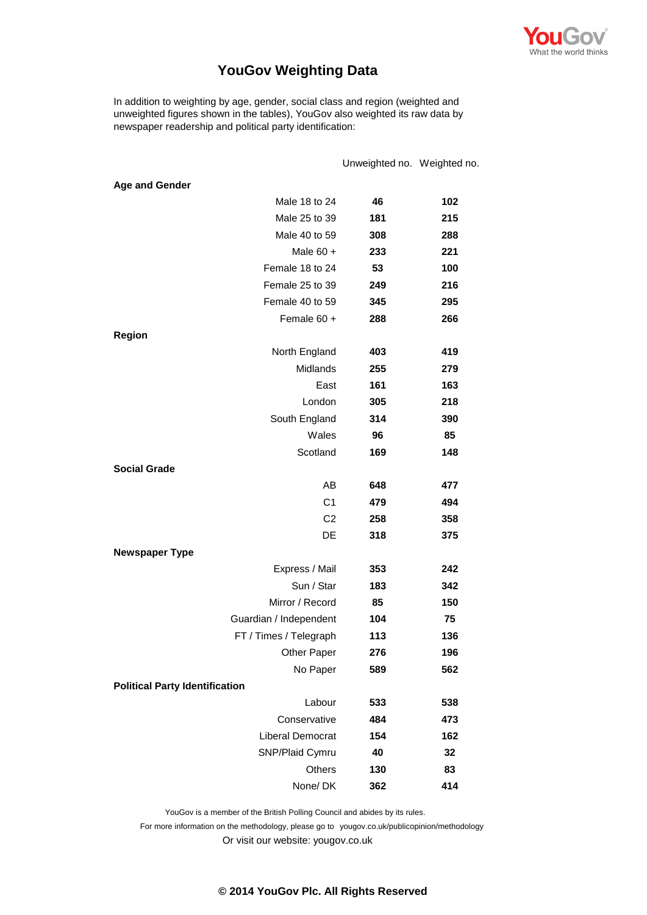YouGov
What the world thinks

# YouGov Weighting Data

In addition to weighting by age, gender, social class and region (weighted and unweighted figures shown in the tables), YouGov also weighted its raw data by newspaper readership and political party identification:

| | Unweighted no. | Weighted no. |
|---|---|---|
| **Age and Gender** | | |
| Male 18 to 24 | **46** | **102** |
| Male 25 to 39 | **181** | **215** |
| Male 40 to 59 | **308** | **288** |
| Male 60 + | **233** | **221** |
| Female 18 to 24 | **53** | **100** |
| Female 25 to 39 | **249** | **216** |
| Female 40 to 59 | **345** | **295** |
| Female 60 + | **288** | **266** |
| **Region** | | |
| North England | **403** | **419** |
| Midlands | **255** | **279** |
| East | **161** | **163** |
| London | **305** | **218** |
| South England | **314** | **390** |
| Wales | **96** | **85** |
| Scotland | **169** | **148** |
| **Social Grade** | | |
| AB | **648** | **477** |
| C1 | **479** | **494** |
| C2 | **258** | **358** |
| DE | **318** | **375** |
| **Newspaper Type** | | |
| Express / Mail | **353** | **242** |
| Sun / Star | **183** | **342** |
| Mirror / Record | **85** | **150** |
| Guardian / Independent | **104** | **75** |
| FT / Times / Telegraph | **113** | **136** |
| Other Paper | **276** | **196** |
| No Paper | **589** | **562** |
| **Political Party Identification** | | |
| Labour | **533** | **538** |
| Conservative | **484** | **473** |
| Liberal Democrat | **154** | **162** |
| SNP/Plaid Cymru | **40** | **32** |
| Others | **130** | **83** |
| None/ DK | **362** | **414** |

YouGov is a member of the British Polling Council and abides by its rules.

For more information on the methodology, please go to yougov.co.uk/publicopinion/methodology

Or visit our website: yougov.co.uk

**© 2014 YouGov Plc. All Rights Reserved**